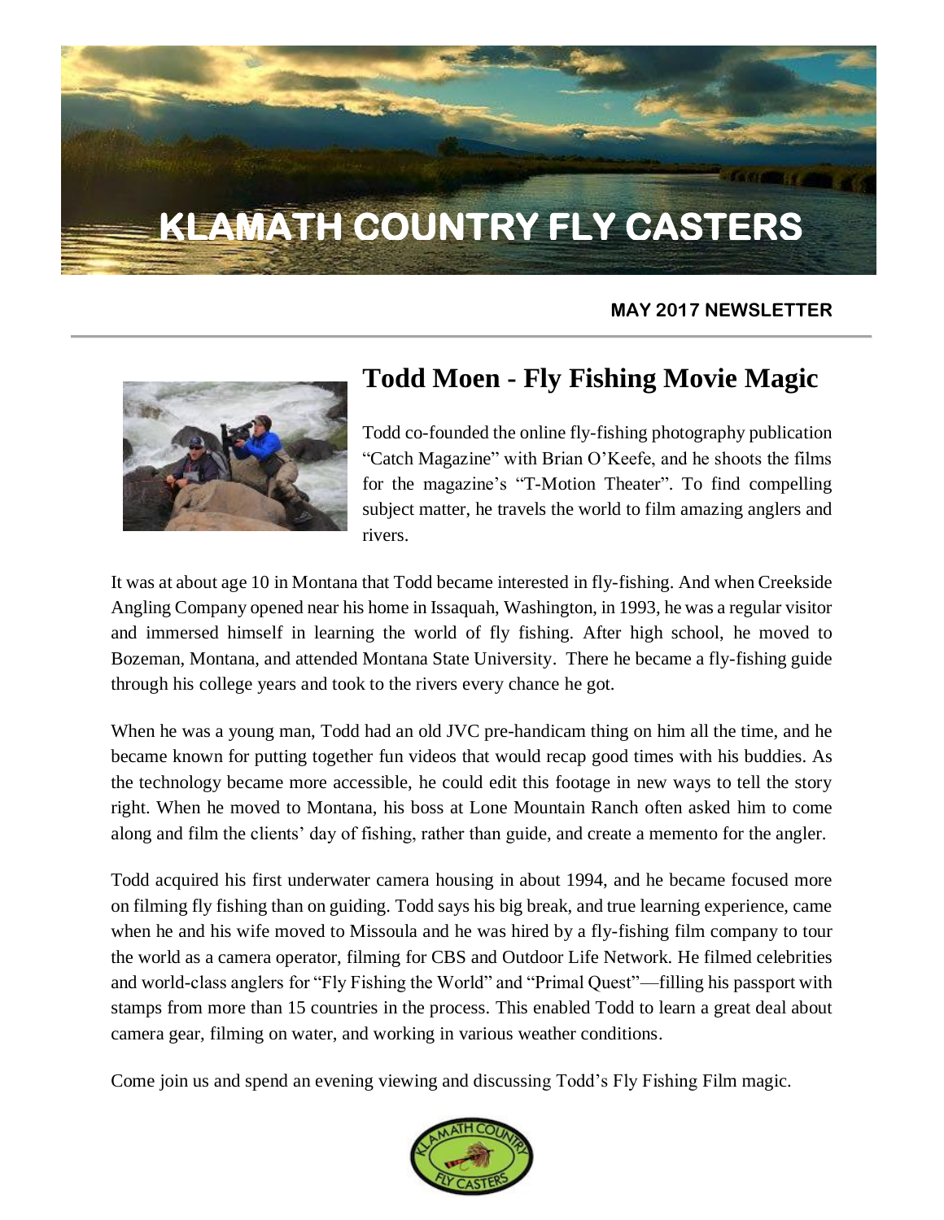# KLAMATH COUNTRY FLY CASTERS

**MAY 2017 NEWSLETTER**

## Todd Moen - Fly Fishing Movie Magic

Todd co-founded the online fly-fishing photography publication "Catch Magazine" with Brian O'Keefe, and he shoots the films for the magazine's "T-Motion Theater". To find compelling subject matter, he travels the world to film amazing anglers and rivers.

It was at about age 10 in Montana that Todd became interested in fly-fishing. And when Creekside Angling Company opened near his home in Issaquah, Washington, in 1993, he was a regular visitor and immersed himself in learning the world of fly fishing. After high school, he moved to Bozeman, Montana, and attended Montana State University. There he became a fly-fishing guide through his college years and took to the rivers every chance he got.

When he was a young man, Todd had an old JVC pre-handicam thing on him all the time, and he became known for putting together fun videos that would recap good times with his buddies. As the technology became more accessible, he could edit this footage in new ways to tell the story right. When he moved to Montana, his boss at Lone Mountain Ranch often asked him to come along and film the clients' day of fishing, rather than guide, and create a memento for the angler.

Todd acquired his first underwater camera housing in about 1994, and he became focused more on filming fly fishing than on guiding. Todd says his big break, and true learning experience, came when he and his wife moved to Missoula and he was hired by a fly-fishing film company to tour the world as a camera operator, filming for CBS and Outdoor Life Network. He filmed celebrities and world-class anglers for "Fly Fishing the World" and "Primal Quest"—filling his passport with stamps from more than 15 countries in the process. This enabled Todd to learn a great deal about camera gear, filming on water, and working in various weather conditions.

Come join us and spend an evening viewing and discussing Todd's Fly Fishing Film magic.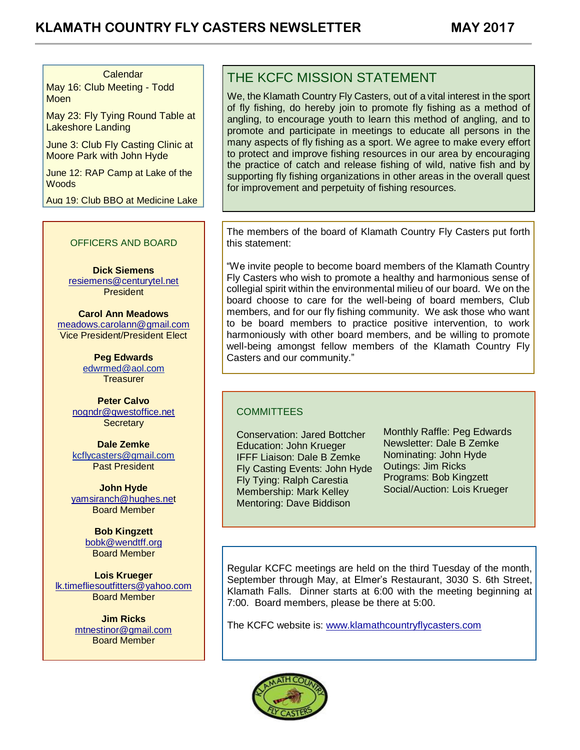Calendar

May 16: Club Meeting - Todd Moen

May 23: Fly Tying Round Table at Lakeshore Landing

June 3: Club Fly Casting Clinic at Moore Park with John Hyde

June 12: RAP Camp at Lake of the Woods

Aug 19: Club BBQ at Medicine Lake

## THE KCFC MISSION STATEMENT

We, the Klamath Country Fly Casters, out of a vital interest in the sport of fly fishing, do hereby join to promote fly fishing as a method of angling, to encourage youth to learn this method of angling, and to promote and participate in meetings to educate all persons in the many aspects of fly fishing as a sport. We agree to make every effort to protect and improve fishing resources in our area by encouraging the practice of catch and release fishing of wild, native fish and by supporting fly fishing organizations in other areas in the overall quest for improvement and perpetuity of fishing resources.

### OFFICERS AND BOARD

**Dick Siemens**
resiemens@centurytel.net
President

**Carol Ann Meadows**
meadows.carolann@gmail.com
Vice President/President Elect

**Peg Edwards**
edwrmed@aol.com
Treasurer

**Peter Calvo**
nogndr@qwestoffice.net
Secretary

**Dale Zemke**
kcflycasters@gmail.com
Past President

**John Hyde**
yamsiranch@hughes.net
Board Member

**Bob Kingzett**
bobk@wendtff.org
Board Member

**Lois Krueger**
lk.timefliesoutfitters@yahoo.com
Board Member

**Jim Ricks**
mtnestinor@gmail.com
Board Member

The members of the board of Klamath Country Fly Casters put forth this statement:

"We invite people to become board members of the Klamath Country Fly Casters who wish to promote a healthy and harmonious sense of collegial spirit within the environmental milieu of our board. We on the board choose to care for the well-being of board members, Club members, and for our fly fishing community. We ask those who want to be board members to practice positive intervention, to work harmoniously with other board members, and be willing to promote well-being amongst fellow members of the Klamath Country Fly Casters and our community."

### COMMITTEES

Conservation: Jared Bottcher
Education: John Krueger
IFFF Liaison: Dale B Zemke
Fly Casting Events: John Hyde
Fly Tying: Ralph Carestia
Membership: Mark Kelley
Mentoring: Dave Biddison
Monthly Raffle: Peg Edwards
Newsletter: Dale B Zemke
Nominating: John Hyde
Outings: Jim Ricks
Programs: Bob Kingzett
Social/Auction: Lois Krueger

Regular KCFC meetings are held on the third Tuesday of the month, September through May, at Elmer's Restaurant, 3030 S. 6th Street, Klamath Falls. Dinner starts at 6:00 with the meeting beginning at 7:00. Board members, please be there at 5:00.

The KCFC website is: www.klamathcountryflycasters.com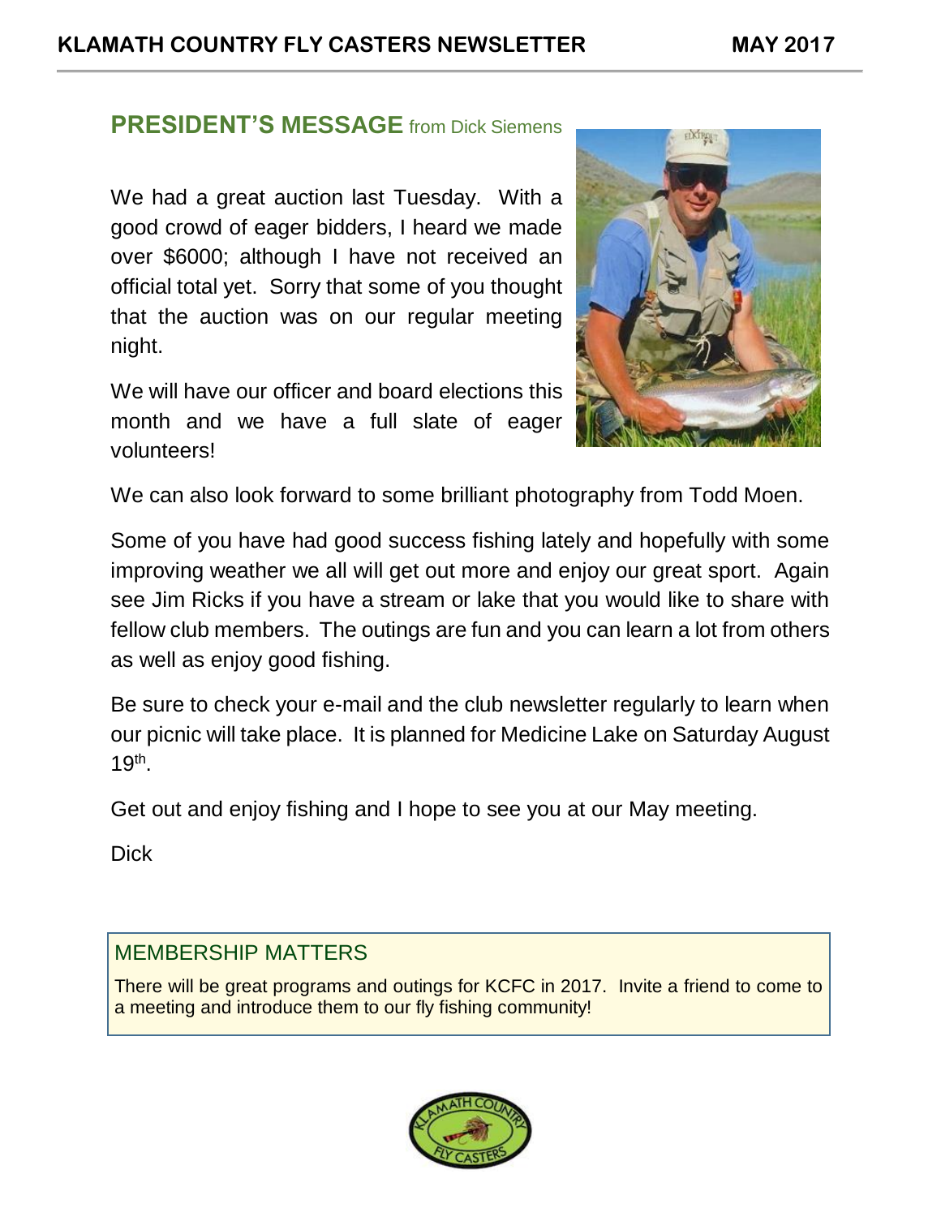## PRESIDENT'S MESSAGE from Dick Siemens

We had a great auction last Tuesday. With a good crowd of eager bidders, I heard we made over $6000; although I have not received an official total yet. Sorry that some of you thought that the auction was on our regular meeting night.

We will have our officer and board elections this month and we have a full slate of eager volunteers!

We can also look forward to some brilliant photography from Todd Moen.

Some of you have had good success fishing lately and hopefully with some improving weather we all will get out more and enjoy our great sport. Again see Jim Ricks if you have a stream or lake that you would like to share with fellow club members. The outings are fun and you can learn a lot from others as well as enjoy good fishing.

Be sure to check your e-mail and the club newsletter regularly to learn when our picnic will take place. It is planned for Medicine Lake on Saturday August 19th.

Get out and enjoy fishing and I hope to see you at our May meeting.

Dick

### MEMBERSHIP MATTERS

There will be great programs and outings for KCFC in 2017. Invite a friend to come to a meeting and introduce them to our fly fishing community!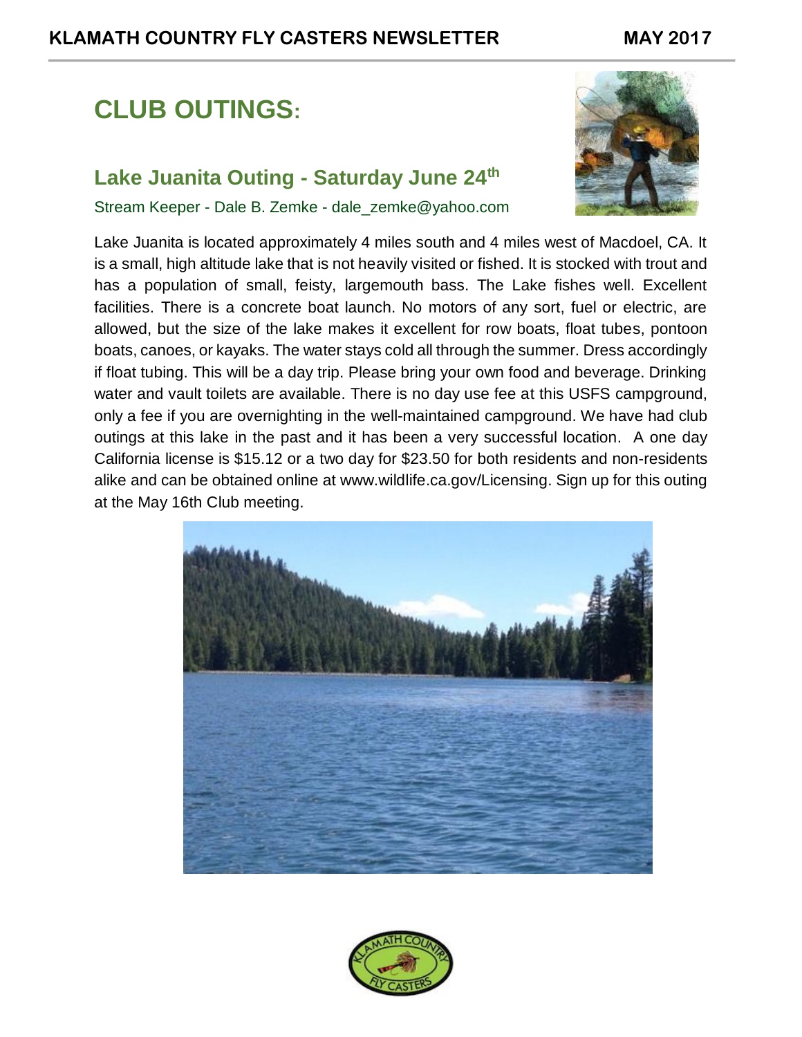# CLUB OUTINGS:

## Lake Juanita Outing - Saturday June 24th

Stream Keeper - Dale B. Zemke - dale_zemke@yahoo.com

Lake Juanita is located approximately 4 miles south and 4 miles west of Macdoel, CA. It is a small, high altitude lake that is not heavily visited or fished. It is stocked with trout and has a population of small, feisty, largemouth bass. The Lake fishes well. Excellent facilities. There is a concrete boat launch. No motors of any sort, fuel or electric, are allowed, but the size of the lake makes it excellent for row boats, float tubes, pontoon boats, canoes, or kayaks. The water stays cold all through the summer. Dress accordingly if float tubing. This will be a day trip. Please bring your own food and beverage. Drinking water and vault toilets are available. There is no day use fee at this USFS campground, only a fee if you are overnighting in the well-maintained campground. We have had club outings at this lake in the past and it has been a very successful location. A one day California license is $15.12 or a two day for $23.50 for both residents and non-residents alike and can be obtained online at www.wildlife.ca.gov/Licensing. Sign up for this outing at the May 16th Club meeting.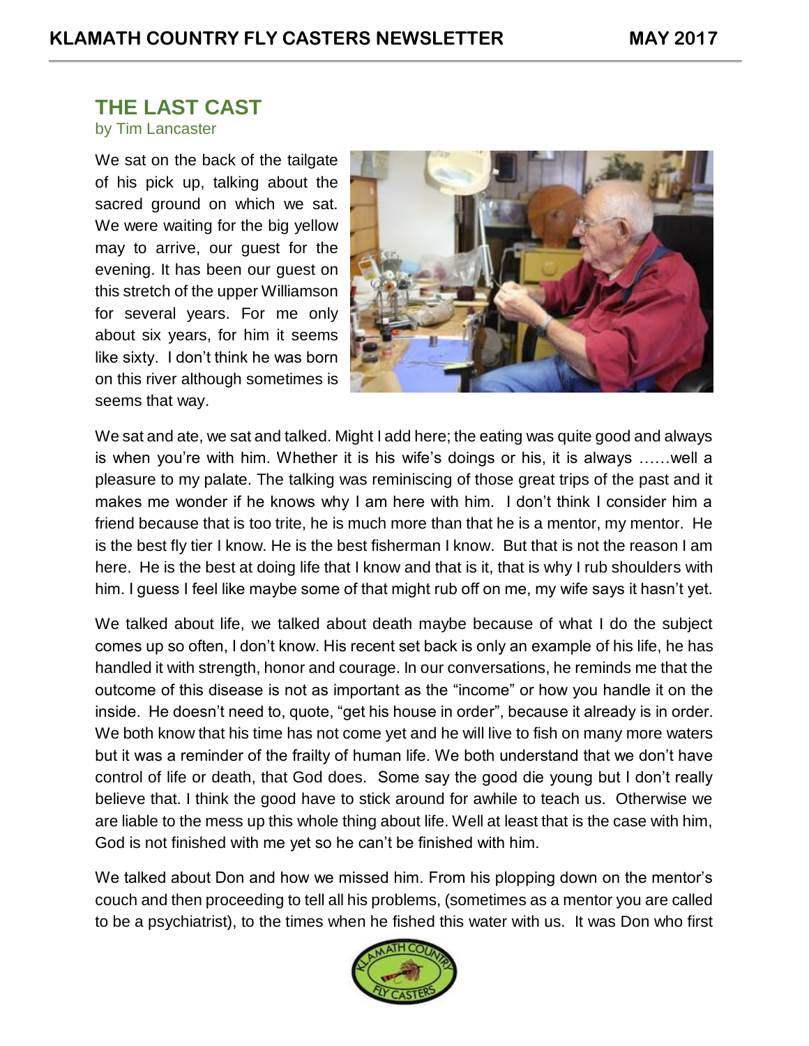## THE LAST CAST

by Tim Lancaster

We sat on the back of the tailgate of his pick up, talking about the sacred ground on which we sat. We were waiting for the big yellow may to arrive, our guest for the evening. It has been our guest on this stretch of the upper Williamson for several years. For me only about six years, for him it seems like sixty. I don't think he was born on this river although sometimes is seems that way.

We sat and ate, we sat and talked. Might I add here; the eating was quite good and always is when you're with him. Whether it is his wife's doings or his, it is always ……well a pleasure to my palate. The talking was reminiscing of those great trips of the past and it makes me wonder if he knows why I am here with him. I don't think I consider him a friend because that is too trite, he is much more than that he is a mentor, my mentor. He is the best fly tier I know. He is the best fisherman I know. But that is not the reason I am here. He is the best at doing life that I know and that is it, that is why I rub shoulders with him. I guess I feel like maybe some of that might rub off on me, my wife says it hasn't yet.

We talked about life, we talked about death maybe because of what I do the subject comes up so often, I don't know. His recent set back is only an example of his life, he has handled it with strength, honor and courage. In our conversations, he reminds me that the outcome of this disease is not as important as the "income" or how you handle it on the inside. He doesn't need to, quote, "get his house in order", because it already is in order. We both know that his time has not come yet and he will live to fish on many more waters but it was a reminder of the frailty of human life. We both understand that we don't have control of life or death, that God does. Some say the good die young but I don't really believe that. I think the good have to stick around for awhile to teach us. Otherwise we are liable to the mess up this whole thing about life. Well at least that is the case with him, God is not finished with me yet so he can't be finished with him.

We talked about Don and how we missed him. From his plopping down on the mentor's couch and then proceeding to tell all his problems, (sometimes as a mentor you are called to be a psychiatrist), to the times when he fished this water with us. It was Don who first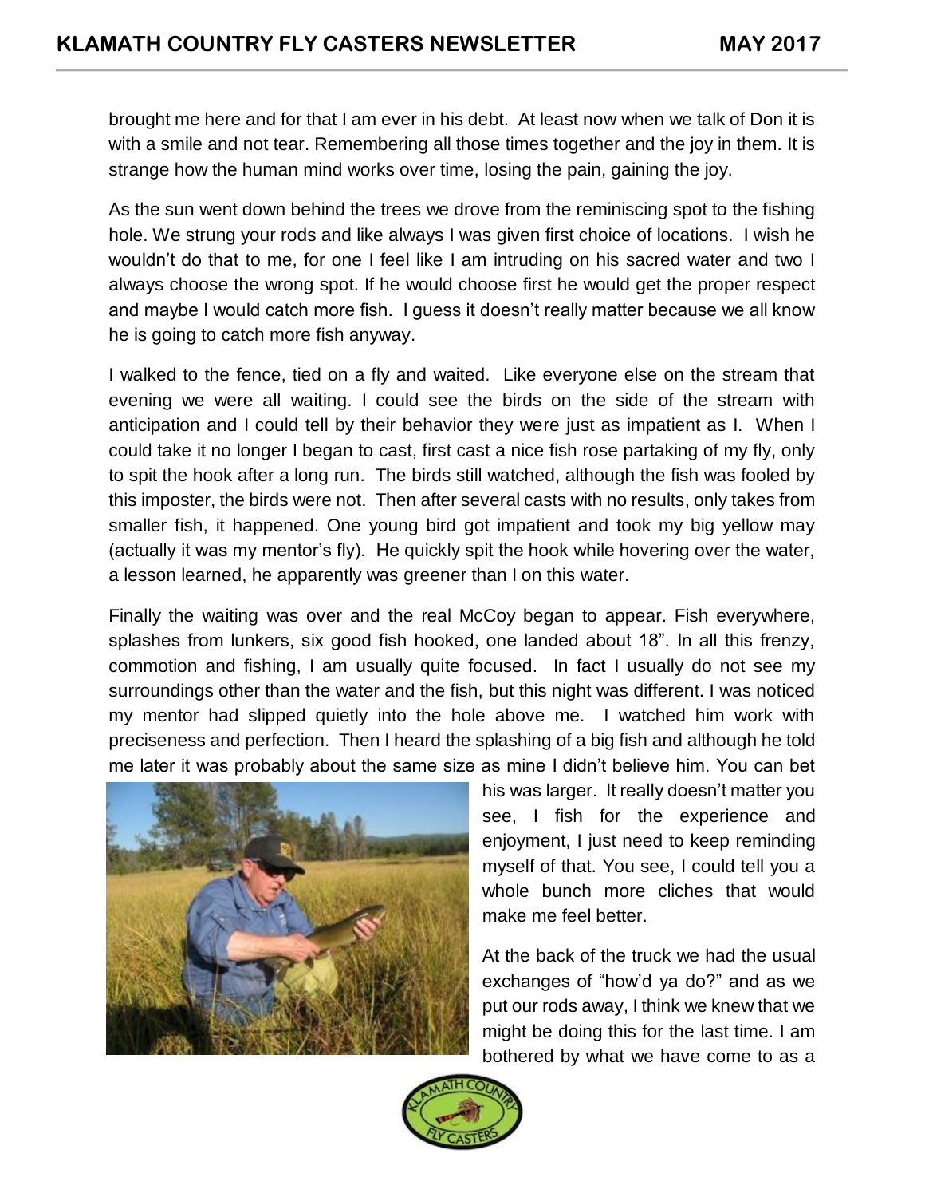brought me here and for that I am ever in his debt. At least now when we talk of Don it is with a smile and not tear. Remembering all those times together and the joy in them. It is strange how the human mind works over time, losing the pain, gaining the joy.

As the sun went down behind the trees we drove from the reminiscing spot to the fishing hole. We strung your rods and like always I was given first choice of locations. I wish he wouldn't do that to me, for one I feel like I am intruding on his sacred water and two I always choose the wrong spot. If he would choose first he would get the proper respect and maybe I would catch more fish. I guess it doesn't really matter because we all know he is going to catch more fish anyway.

I walked to the fence, tied on a fly and waited. Like everyone else on the stream that evening we were all waiting. I could see the birds on the side of the stream with anticipation and I could tell by their behavior they were just as impatient as I. When I could take it no longer I began to cast, first cast a nice fish rose partaking of my fly, only to spit the hook after a long run. The birds still watched, although the fish was fooled by this imposter, the birds were not. Then after several casts with no results, only takes from smaller fish, it happened. One young bird got impatient and took my big yellow may (actually it was my mentor's fly). He quickly spit the hook while hovering over the water, a lesson learned, he apparently was greener than I on this water.

Finally the waiting was over and the real McCoy began to appear. Fish everywhere, splashes from lunkers, six good fish hooked, one landed about 18". In all this frenzy, commotion and fishing, I am usually quite focused. In fact I usually do not see my surroundings other than the water and the fish, but this night was different. I was noticed my mentor had slipped quietly into the hole above me. I watched him work with preciseness and perfection. Then I heard the splashing of a big fish and although he told me later it was probably about the same size as mine I didn't believe him. You can bet his was larger. It really doesn't matter you see, I fish for the experience and enjoyment, I just need to keep reminding myself of that. You see, I could tell you a whole bunch more cliches that would make me feel better.

At the back of the truck we had the usual exchanges of "how'd ya do?" and as we put our rods away, I think we knew that we might be doing this for the last time. I am bothered by what we have come to as a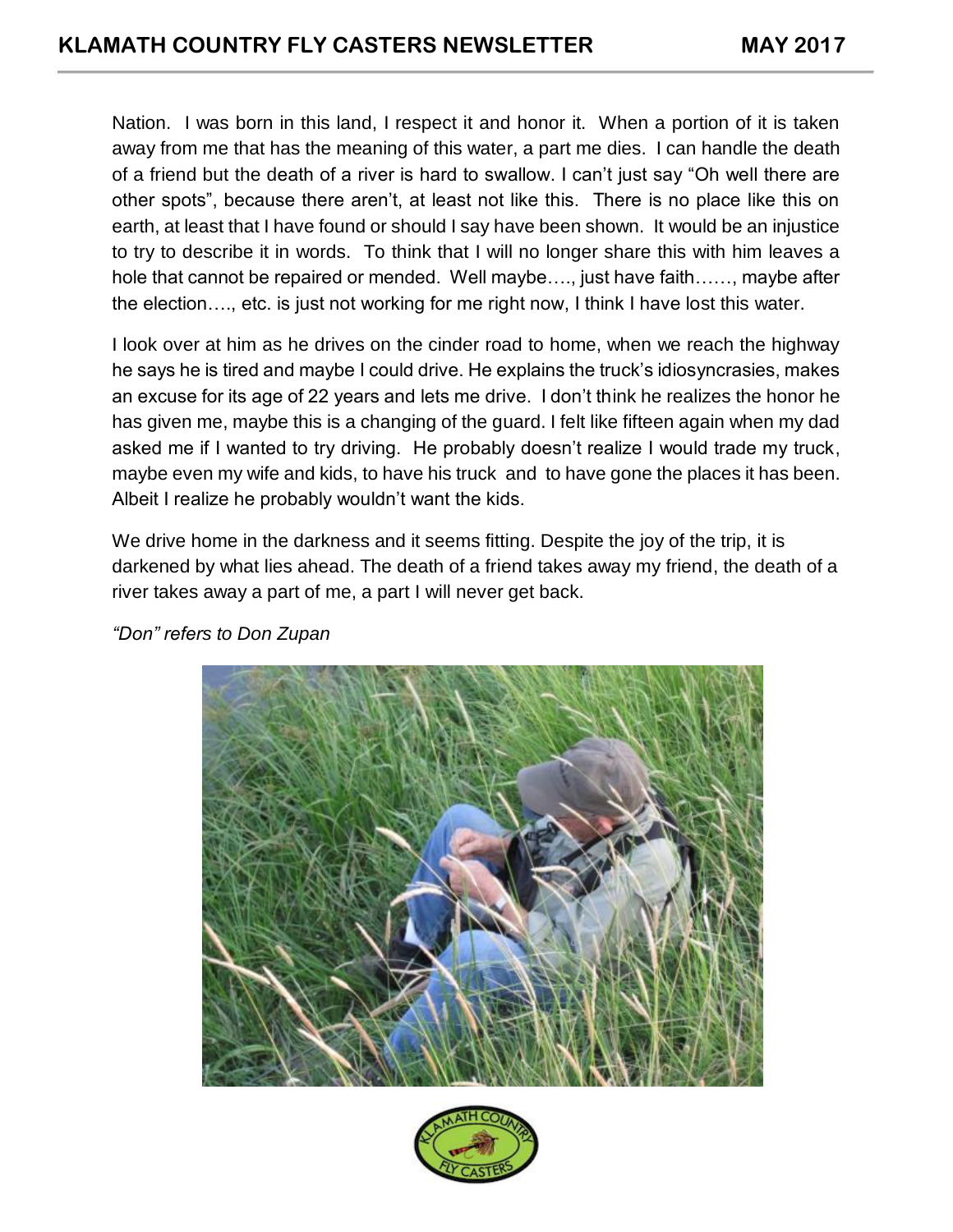Nation. I was born in this land, I respect it and honor it. When a portion of it is taken away from me that has the meaning of this water, a part me dies. I can handle the death of a friend but the death of a river is hard to swallow. I can't just say "Oh well there are other spots", because there aren't, at least not like this. There is no place like this on earth, at least that I have found or should I say have been shown. It would be an injustice to try to describe it in words. To think that I will no longer share this with him leaves a hole that cannot be repaired or mended. Well maybe…., just have faith……, maybe after the election…., etc. is just not working for me right now, I think I have lost this water.

I look over at him as he drives on the cinder road to home, when we reach the highway he says he is tired and maybe I could drive. He explains the truck's idiosyncrasies, makes an excuse for its age of 22 years and lets me drive. I don't think he realizes the honor he has given me, maybe this is a changing of the guard. I felt like fifteen again when my dad asked me if I wanted to try driving. He probably doesn't realize I would trade my truck, maybe even my wife and kids, to have his truck and to have gone the places it has been. Albeit I realize he probably wouldn't want the kids.

We drive home in the darkness and it seems fitting. Despite the joy of the trip, it is darkened by what lies ahead. The death of a friend takes away my friend, the death of a river takes away a part of me, a part I will never get back.

*"Don" refers to Don Zupan*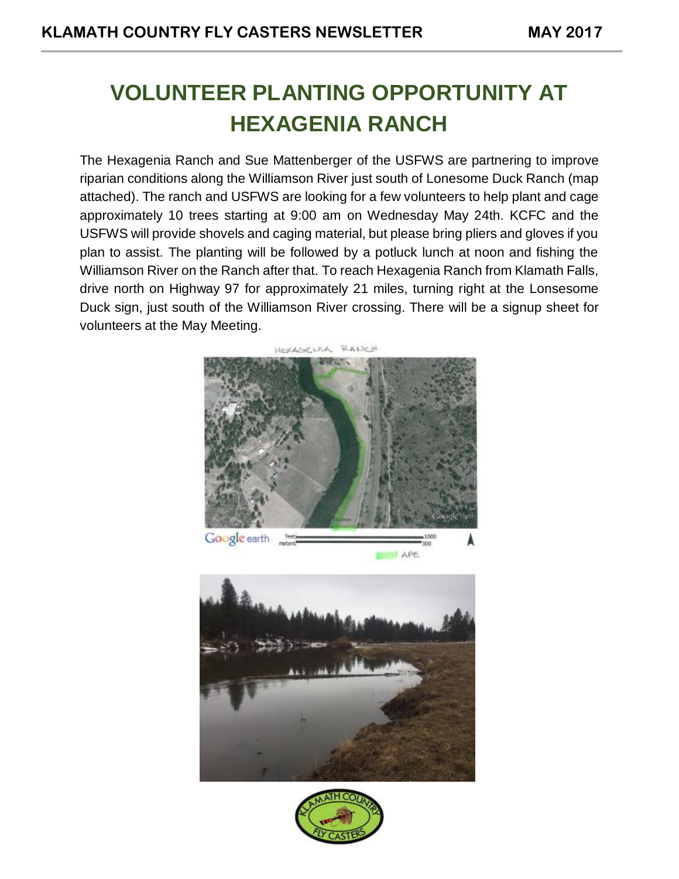# VOLUNTEER PLANTING OPPORTUNITY AT HEXAGENIA RANCH

The Hexagenia Ranch and Sue Mattenberger of the USFWS are partnering to improve riparian conditions along the Williamson River just south of Lonesome Duck Ranch (map attached). The ranch and USFWS are looking for a few volunteers to help plant and cage approximately 10 trees starting at 9:00 am on Wednesday May 24th. KCFC and the USFWS will provide shovels and caging material, but please bring pliers and gloves if you plan to assist. The planting will be followed by a potluck lunch at noon and fishing the Williamson River on the Ranch after that. To reach Hexagenia Ranch from Klamath Falls, drive north on Highway 97 for approximately 21 miles, turning right at the Lonsesome Duck sign, just south of the Williamson River crossing. There will be a signup sheet for volunteers at the May Meeting.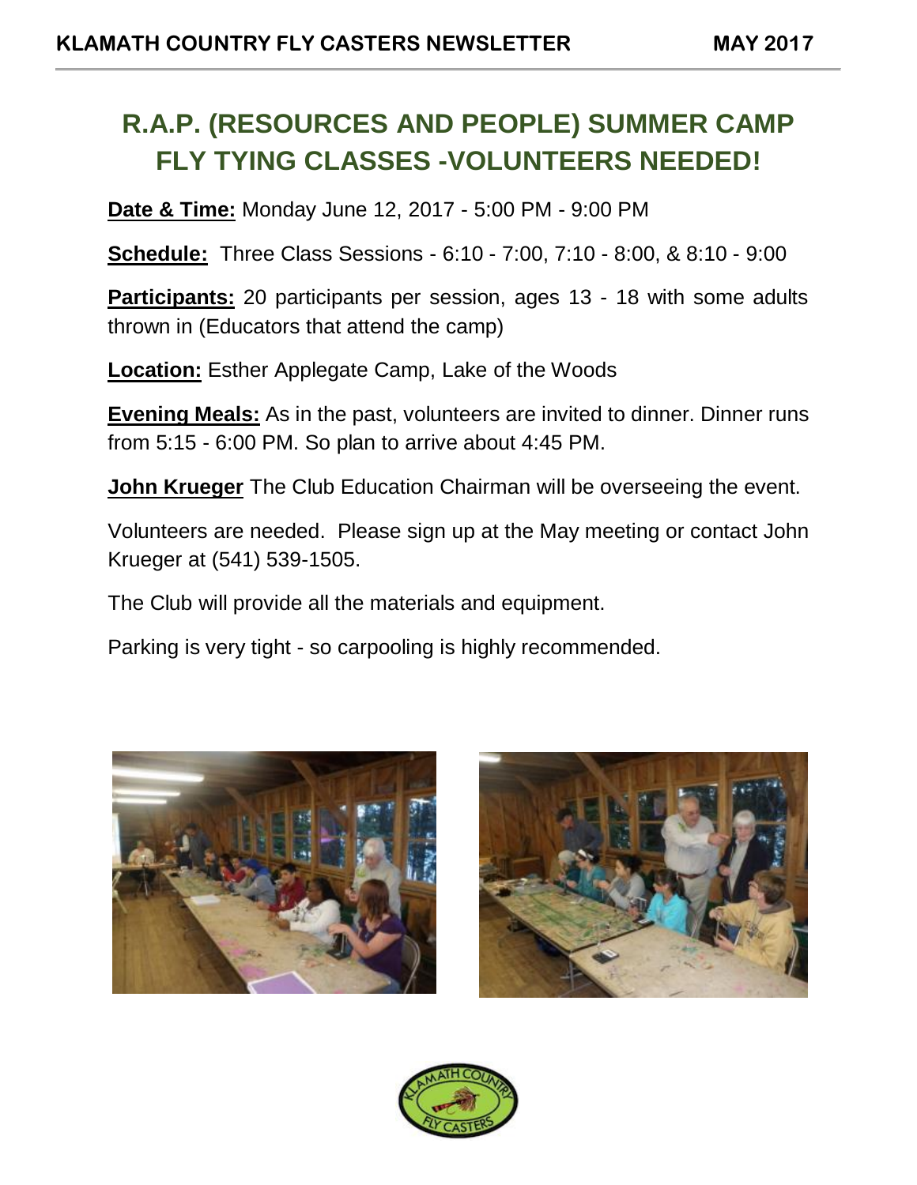# R.A.P. (RESOURCES AND PEOPLE) SUMMER CAMP FLY TYING CLASSES -VOLUNTEERS NEEDED!

**Date & Time:** Monday June 12, 2017 - 5:00 PM - 9:00 PM

**Schedule:** Three Class Sessions - 6:10 - 7:00, 7:10 - 8:00, & 8:10 - 9:00

**Participants:** 20 participants per session, ages 13 - 18 with some adults thrown in (Educators that attend the camp)

**Location:** Esther Applegate Camp, Lake of the Woods

**Evening Meals:** As in the past, volunteers are invited to dinner. Dinner runs from 5:15 - 6:00 PM. So plan to arrive about 4:45 PM.

**John Krueger** The Club Education Chairman will be overseeing the event.

Volunteers are needed. Please sign up at the May meeting or contact John Krueger at (541) 539-1505.

The Club will provide all the materials and equipment.

Parking is very tight - so carpooling is highly recommended.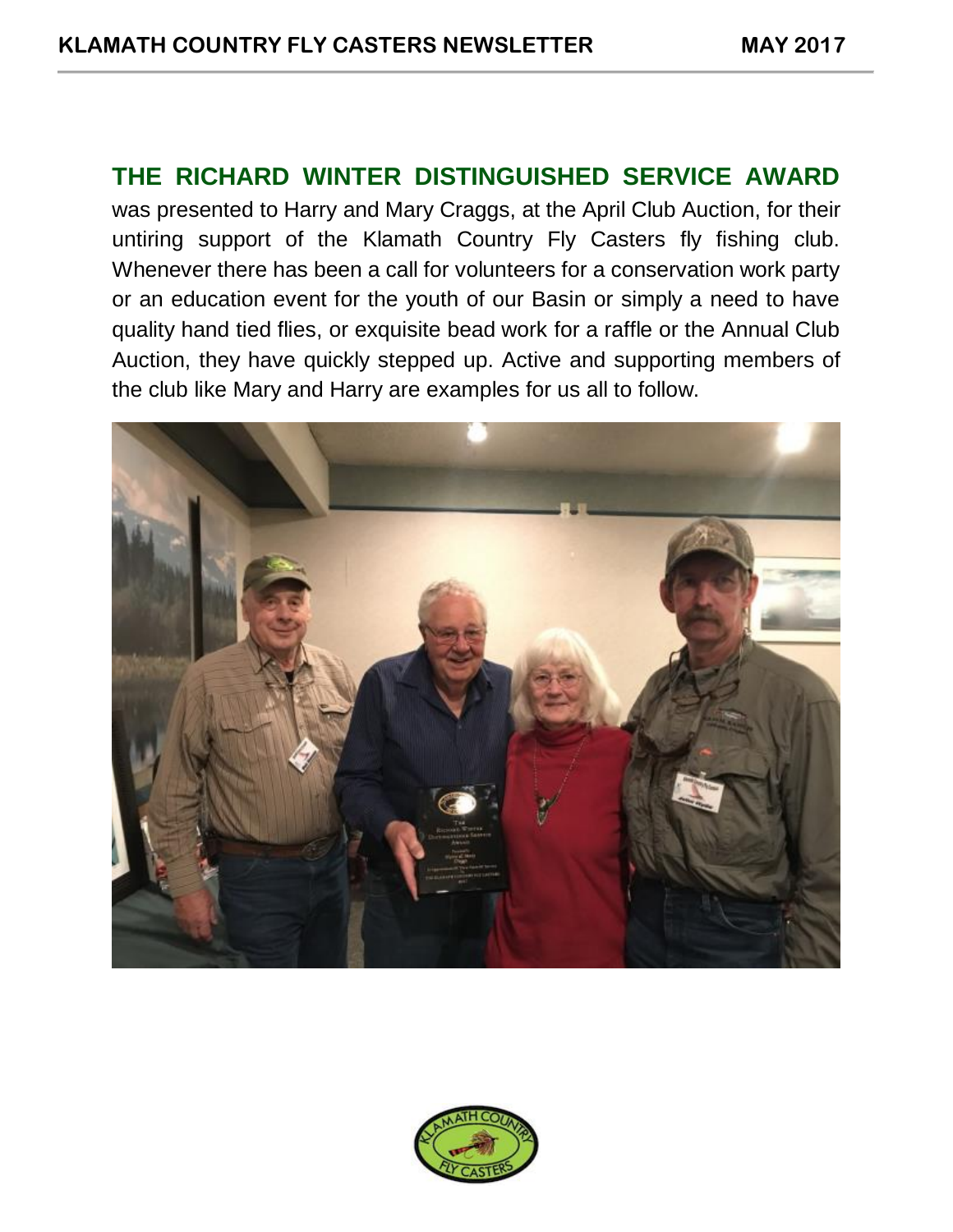**THE RICHARD WINTER DISTINGUISHED SERVICE AWARD** was presented to Harry and Mary Craggs, at the April Club Auction, for their untiring support of the Klamath Country Fly Casters fly fishing club. Whenever there has been a call for volunteers for a conservation work party or an education event for the youth of our Basin or simply a need to have quality hand tied flies, or exquisite bead work for a raffle or the Annual Club Auction, they have quickly stepped up. Active and supporting members of the club like Mary and Harry are examples for us all to follow.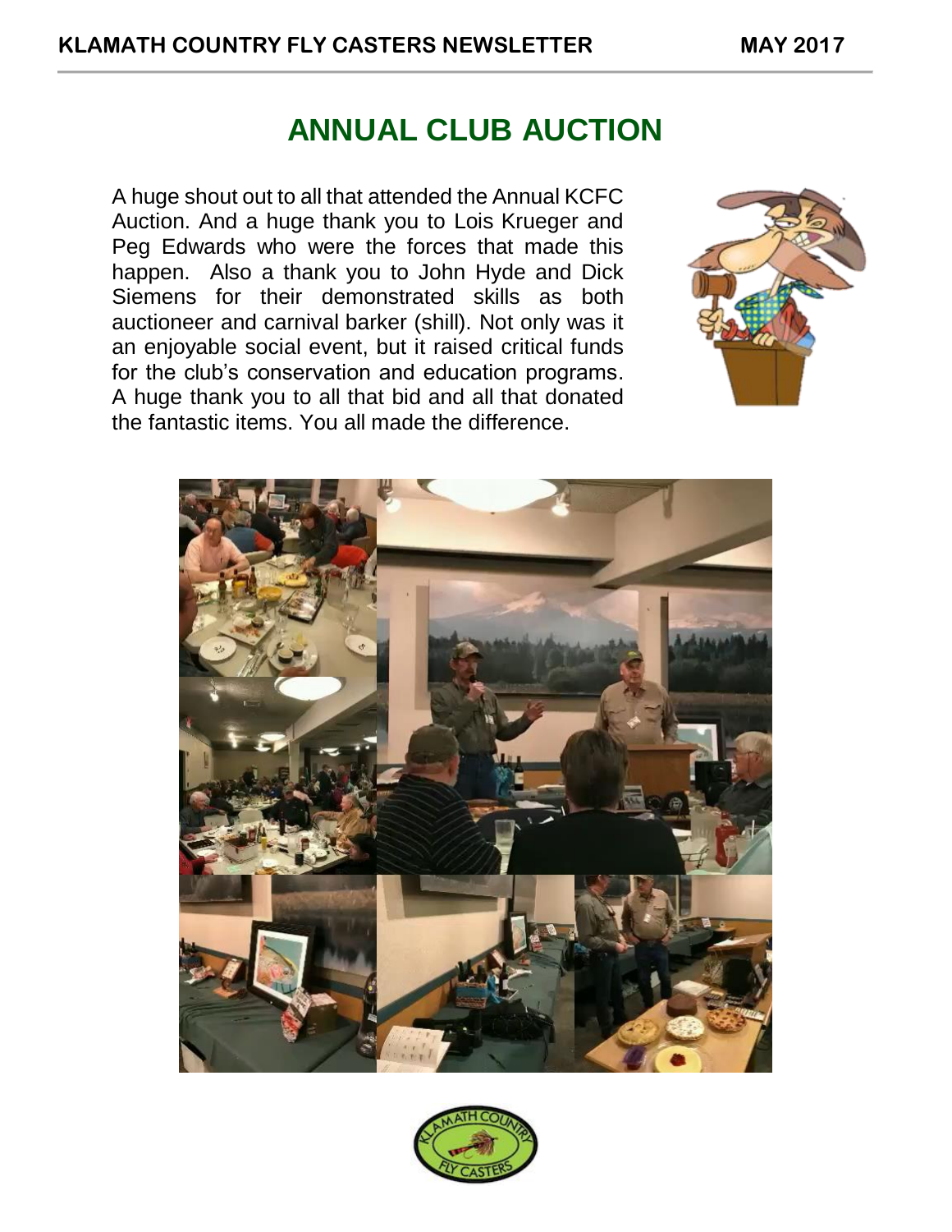# ANNUAL CLUB AUCTION

A huge shout out to all that attended the Annual KCFC Auction. And a huge thank you to Lois Krueger and Peg Edwards who were the forces that made this happen. Also a thank you to John Hyde and Dick Siemens for their demonstrated skills as both auctioneer and carnival barker (shill). Not only was it an enjoyable social event, but it raised critical funds for the club's conservation and education programs. A huge thank you to all that bid and all that donated the fantastic items. You all made the difference.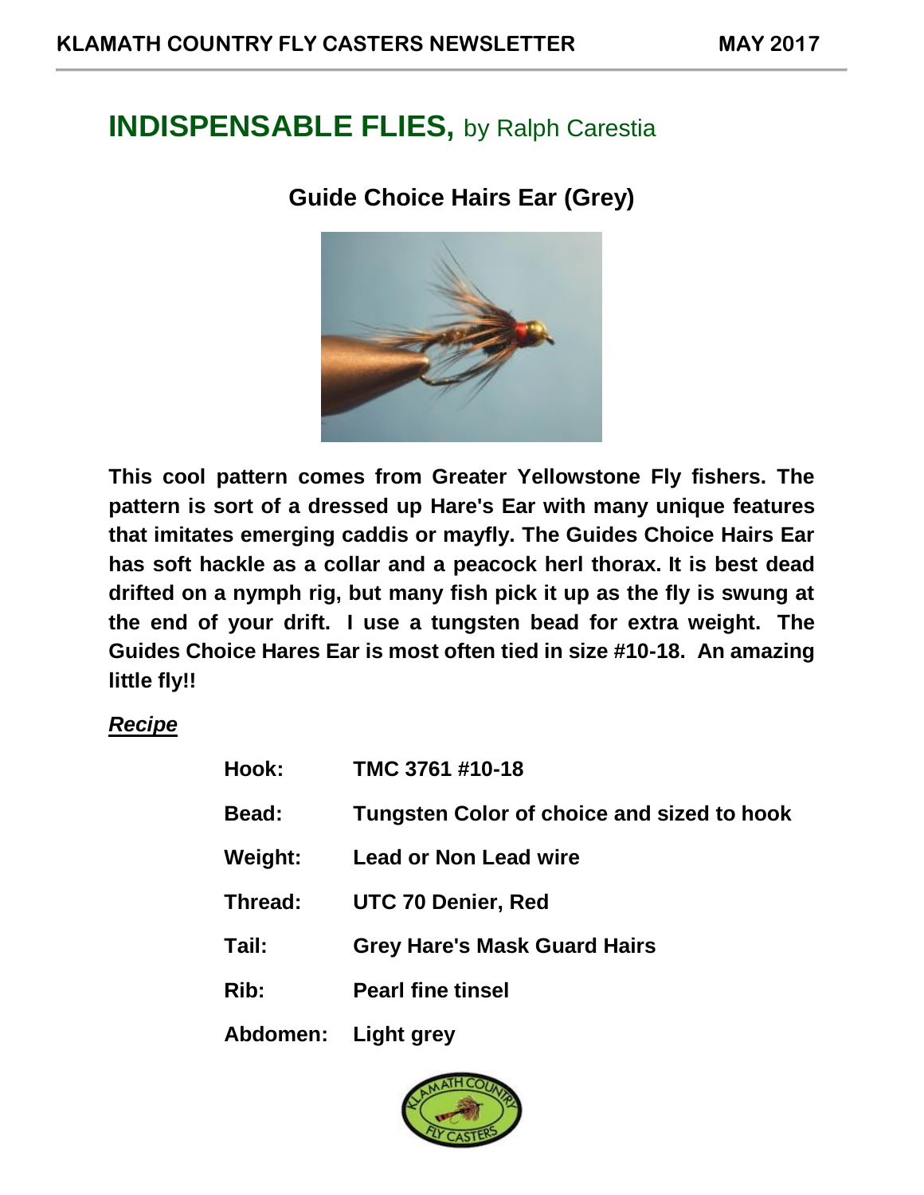# INDISPENSABLE FLIES, by Ralph Carestia

## Guide Choice Hairs Ear (Grey)

**This cool pattern comes from Greater Yellowstone Fly fishers. The pattern is sort of a dressed up Hare's Ear with many unique features that imitates emerging caddis or mayfly. The Guides Choice Hairs Ear has soft hackle as a collar and a peacock herl thorax. It is best dead drifted on a nymph rig, but many fish pick it up as the fly is swung at the end of your drift. I use a tungsten bead for extra weight. The Guides Choice Hares Ear is most often tied in size #10-18. An amazing little fly!!**

***Recipe***

| | |
|---|---|
| **Hook:** | **TMC 3761 #10-18** |
| **Bead:** | **Tungsten Color of choice and sized to hook** |
| **Weight:** | **Lead or Non Lead wire** |
| **Thread:** | **UTC 70 Denier, Red** |
| **Tail:** | **Grey Hare's Mask Guard Hairs** |
| **Rib:** | **Pearl fine tinsel** |
| **Abdomen:** | **Light grey** |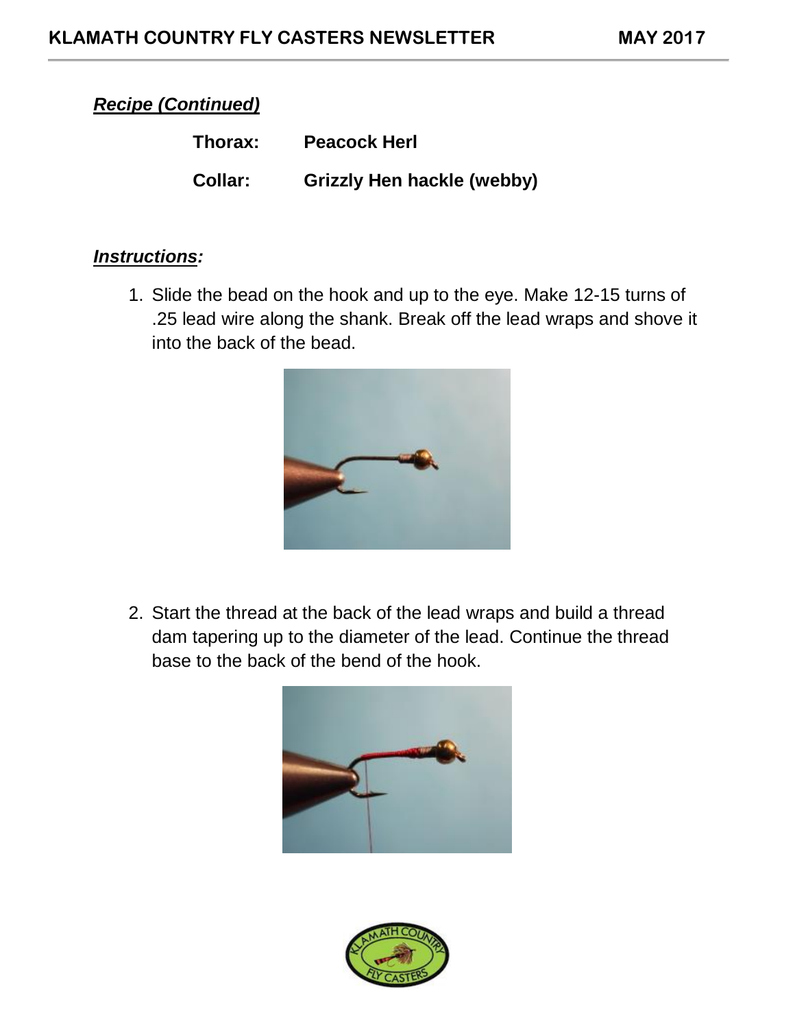***Recipe (Continued)***

**Thorax:** **Peacock Herl**

**Collar:** **Grizzly Hen hackle (webby)**

***Instructions:***

1. Slide the bead on the hook and up to the eye. Make 12-15 turns of .25 lead wire along the shank. Break off the lead wraps and shove it into the back of the bead.

2. Start the thread at the back of the lead wraps and build a thread dam tapering up to the diameter of the lead. Continue the thread base to the back of the bend of the hook.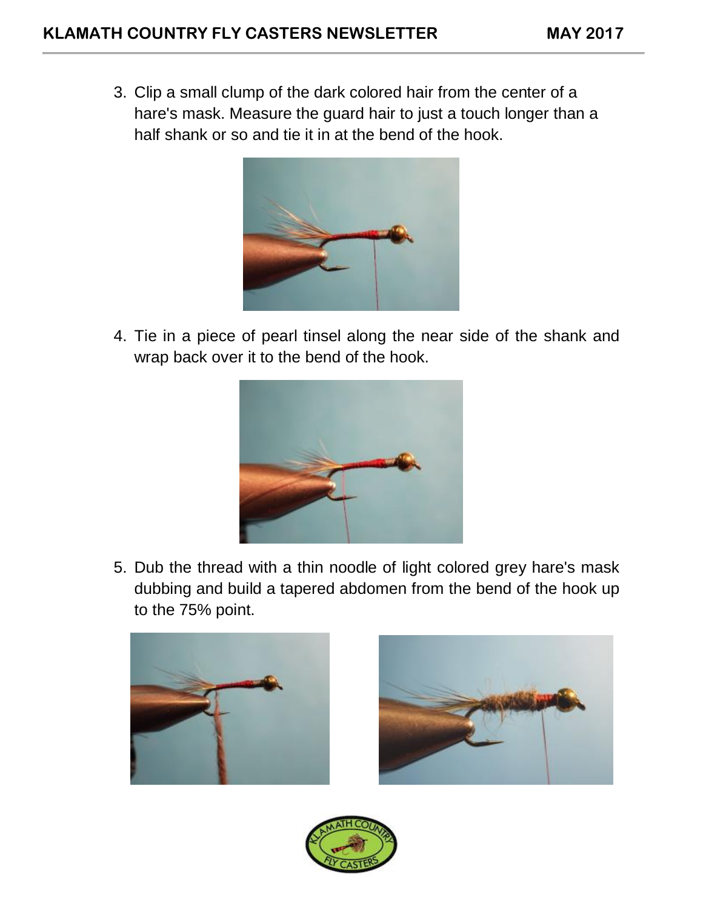3. Clip a small clump of the dark colored hair from the center of a hare's mask. Measure the guard hair to just a touch longer than a half shank or so and tie it in at the bend of the hook.

4. Tie in a piece of pearl tinsel along the near side of the shank and wrap back over it to the bend of the hook.

5. Dub the thread with a thin noodle of light colored grey hare's mask dubbing and build a tapered abdomen from the bend of the hook up to the 75% point.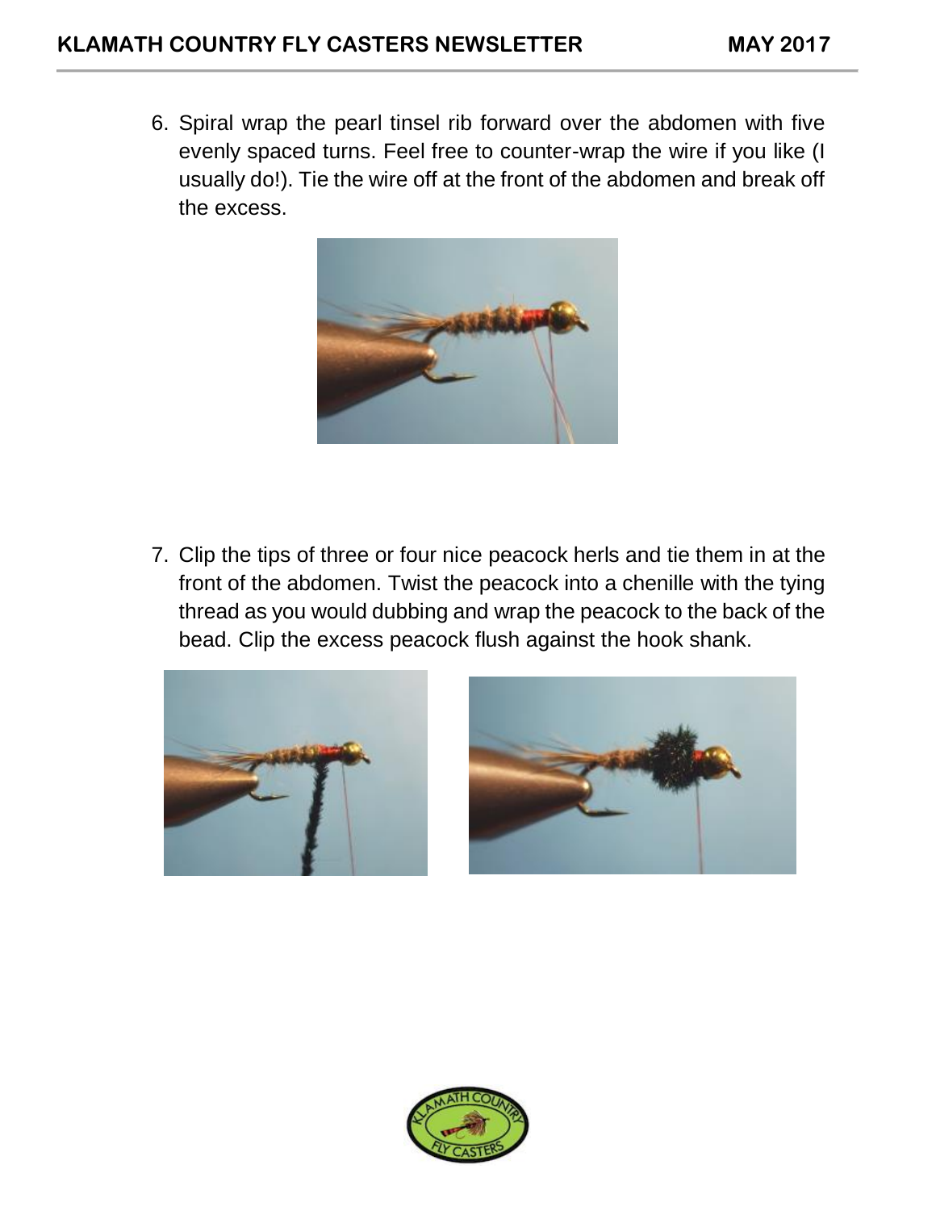6. Spiral wrap the pearl tinsel rib forward over the abdomen with five evenly spaced turns. Feel free to counter-wrap the wire if you like (I usually do!). Tie the wire off at the front of the abdomen and break off the excess.

7. Clip the tips of three or four nice peacock herls and tie them in at the front of the abdomen. Twist the peacock into a chenille with the tying thread as you would dubbing and wrap the peacock to the back of the bead. Clip the excess peacock flush against the hook shank.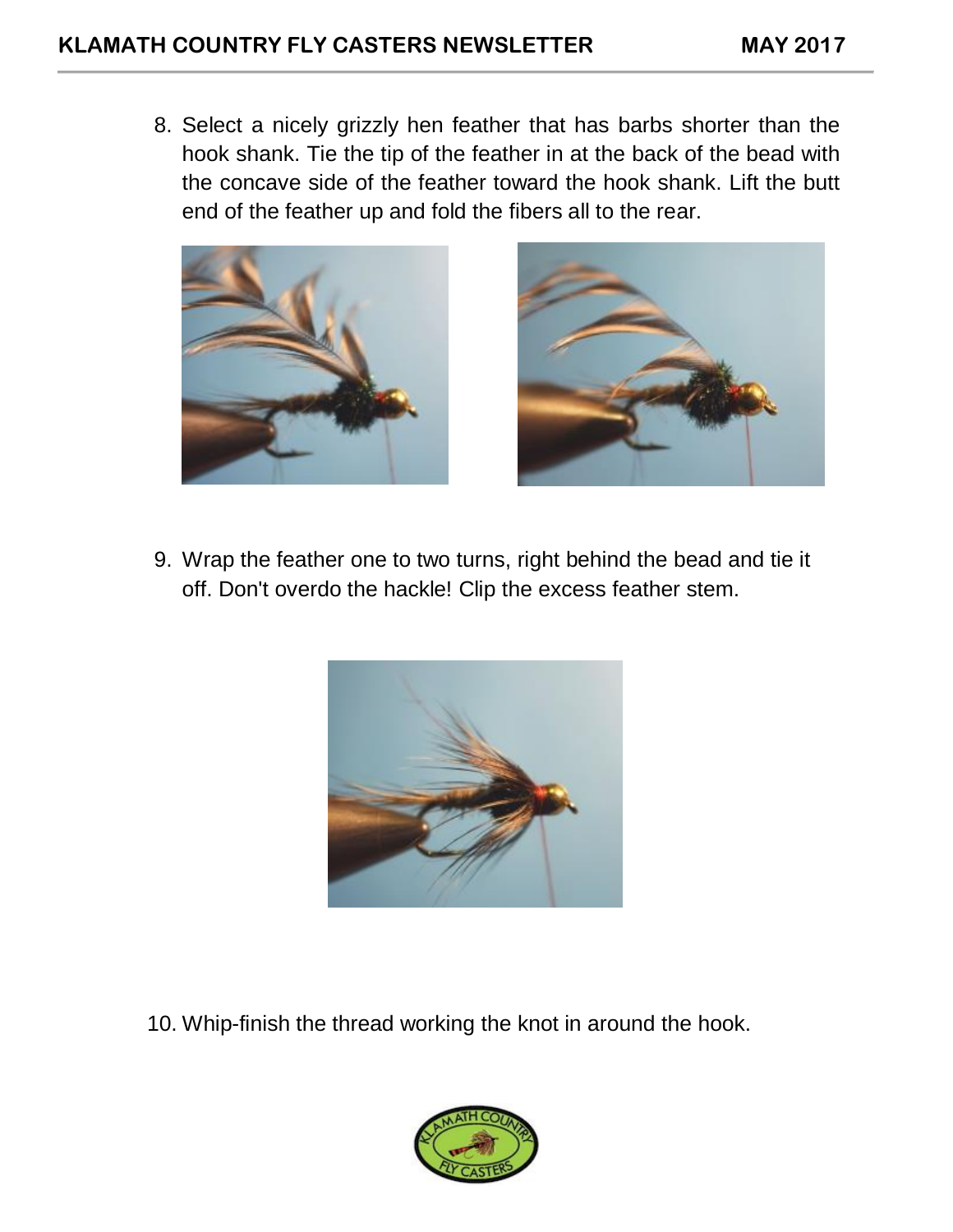8. Select a nicely grizzly hen feather that has barbs shorter than the hook shank. Tie the tip of the feather in at the back of the bead with the concave side of the feather toward the hook shank. Lift the butt end of the feather up and fold the fibers all to the rear.

9. Wrap the feather one to two turns, right behind the bead and tie it off. Don't overdo the hackle! Clip the excess feather stem.

10. Whip-finish the thread working the knot in around the hook.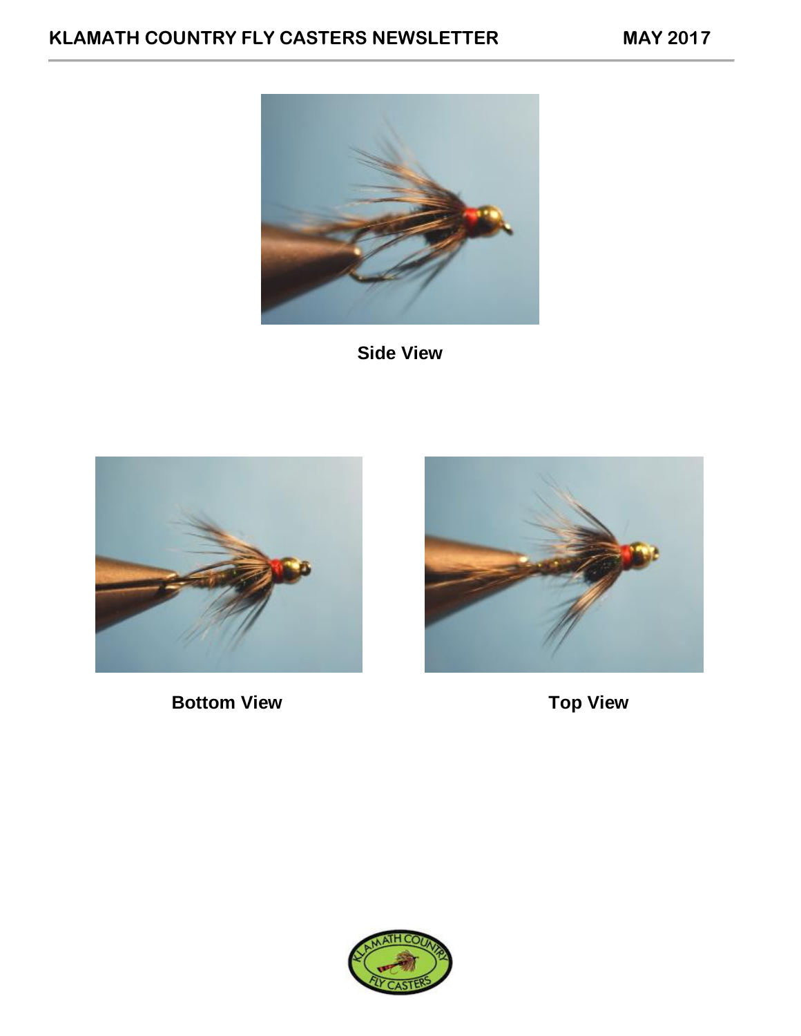Side View

Bottom View

Top View